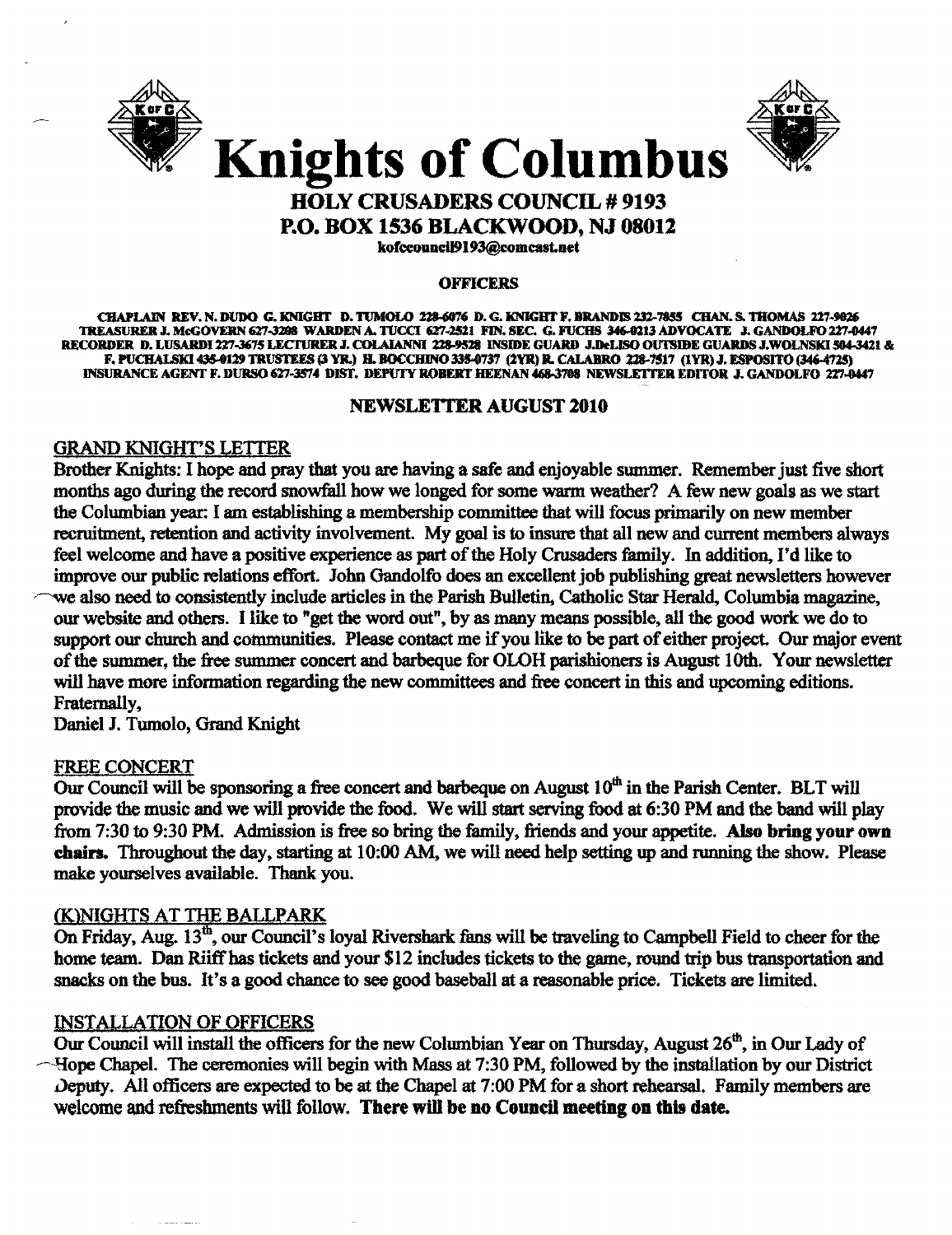# Knights of Columbus

## HOLY CRUSADERS COUNCIL # 9193

## P.O. BOX 1536 BLACKWOOD, NJ 08012

kofccouncil9193@comcast.net

### OFFICERS

CHAPLAIN REV. N. DUDO G. KNIGHT D. TUMOLO 228-6076 D. G. KNIGHT F. BRANDIS 232-7855 CHAN. S. THOMAS 227-9026 TREASURER J. McGOVERN 627-3288 WARDEN A. TUCCI 627-2521 FIN. SEC. G. FUCHS 346-0213 ADVOCATE J. GANDOLFO 227-0447 RECORDER D. LUSARDI 227-3675 LECTURER J. COLAIANNI 228-9528 INSIDE GUARD J.DeLISO OUTSIDE GUARDS J.WOLNSKI 504-3421 & F. PUCHALSKI 435-0129 TRUSTEES (3 YR.) H. BOCCHINO 335-0737 (2YR) R. CALABRO 228-7517 (1YR) J. ESPOSITO (346-4725) INSURANCE AGENT F. DURSO 627-3574 DIST. DEPUTY ROBERT HEENAN 468-3708 NEWSLETTER EDITOR J. GANDOLFO 227-0447

### NEWSLETTER AUGUST 2010

#### GRAND KNIGHT'S LETTER

Brother Knights: I hope and pray that you are having a safe and enjoyable summer. Remember just five short months ago during the record snowfall how we longed for some warm weather? A few new goals as we start the Columbian year: I am establishing a membership committee that will focus primarily on new member recruitment, retention and activity involvement. My goal is to insure that all new and current members always feel welcome and have a positive experience as part of the Holy Crusaders family. In addition, I'd like to improve our public relations effort. John Gandolfo does an excellent job publishing great newsletters however we also need to consistently include articles in the Parish Bulletin, Catholic Star Herald, Columbia magazine, our website and others. I like to "get the word out", by as many means possible, all the good work we do to support our church and communities. Please contact me if you like to be part of either project. Our major event of the summer, the free summer concert and barbeque for OLOH parishioners is August 10th. Your newsletter will have more information regarding the new committees and free concert in this and upcoming editions.

Fraternally,

Daniel J. Tumolo, Grand Knight

#### FREE CONCERT

Our Council will be sponsoring a free concert and barbeque on August 10th in the Parish Center. BLT will provide the music and we will provide the food. We will start serving food at 6:30 PM and the band will play from 7:30 to 9:30 PM. Admission is free so bring the family, friends and your appetite. **Also bring your own chairs.** Throughout the day, starting at 10:00 AM, we will need help setting up and running the show. Please make yourselves available. Thank you.

#### (K)NIGHTS AT THE BALLPARK

On Friday, Aug. 13th, our Council's loyal Rivershark fans will be traveling to Campbell Field to cheer for the home team. Dan Riiff has tickets and your $12 includes tickets to the game, round trip bus transportation and snacks on the bus. It's a good chance to see good baseball at a reasonable price. Tickets are limited.

#### INSTALLATION OF OFFICERS

Our Council will install the officers for the new Columbian Year on Thursday, August 26th, in Our Lady of Hope Chapel. The ceremonies will begin with Mass at 7:30 PM, followed by the installation by our District Deputy. All officers are expected to be at the Chapel at 7:00 PM for a short rehearsal. Family members are welcome and refreshments will follow. **There will be no Council meeting on this date.**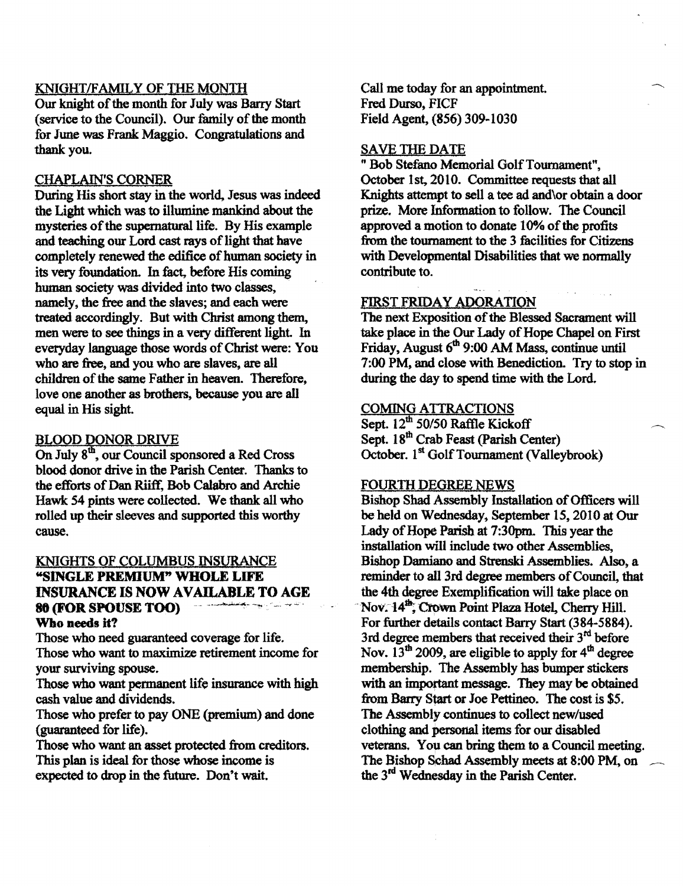## KNIGHT/FAMILY OF THE MONTH

Our knight of the month for July was Barry Start (service to the Council). Our family of the month for June was Frank Maggio. Congratulations and thank you.

## CHAPLAIN'S CORNER

During His short stay in the world, Jesus was indeed the Light which was to illumine mankind about the mysteries of the supernatural life. By His example and teaching our Lord cast rays of light that have completely renewed the edifice of human society in its very foundation. In fact, before His coming human society was divided into two classes, namely, the free and the slaves; and each were treated accordingly. But with Christ among them, men were to see things in a very different light. In everyday language those words of Christ were: You who are free, and you who are slaves, are all children of the same Father in heaven. Therefore, love one another as brothers, because you are all equal in His sight.

## BLOOD DONOR DRIVE

On July 8th, our Council sponsored a Red Cross blood donor drive in the Parish Center. Thanks to the efforts of Dan Riiff, Bob Calabro and Archie Hawk 54 pints were collected. We thank all who rolled up their sleeves and supported this worthy cause.

## KNIGHTS OF COLUMBUS INSURANCE

**"SINGLE PREMIUM" WHOLE LIFE INSURANCE IS NOW AVAILABLE TO AGE 80 (FOR SPOUSE TOO)**

**Who needs it?**

Those who need guaranteed coverage for life.
Those who want to maximize retirement income for your surviving spouse.
Those who want permanent life insurance with high cash value and dividends.
Those who prefer to pay ONE (premium) and done (guaranteed for life).
Those who want an asset protected from creditors.
This plan is ideal for those whose income is expected to drop in the future. Don't wait.

Call me today for an appointment.
Fred Durso, FICF
Field Agent, (856) 309-1030

## SAVE THE DATE

" Bob Stefano Memorial Golf Tournament", October 1st, 2010. Committee requests that all Knights attempt to sell a tee ad and\or obtain a door prize. More Information to follow. The Council approved a motion to donate 10% of the profits from the tournament to the 3 facilities for Citizens with Developmental Disabilities that we normally contribute to.

## FIRST FRIDAY ADORATION

The next Exposition of the Blessed Sacrament will take place in the Our Lady of Hope Chapel on First Friday, August 6th 9:00 AM Mass, continue until 7:00 PM, and close with Benediction. Try to stop in during the day to spend time with the Lord.

## COMING ATTRACTIONS

Sept. 12th 50/50 Raffle Kickoff
Sept. 18th Crab Feast (Parish Center)
October. 1st Golf Tournament (Valleybrook)

## FOURTH DEGREE NEWS

Bishop Shad Assembly Installation of Officers will be held on Wednesday, September 15, 2010 at Our Lady of Hope Parish at 7:30pm. This year the installation will include two other Assemblies, Bishop Damiano and Strenski Assemblies. Also, a reminder to all 3rd degree members of Council, that the 4th degree Exemplification will take place on Nov. 14th, Crown Point Plaza Hotel, Cherry Hill. For further details contact Barry Start (384-5884). 3rd degree members that received their 3rd before Nov. 13th 2009, are eligible to apply for 4th degree membership. The Assembly has bumper stickers with an important message. They may be obtained from Barry Start or Joe Pettineo. The cost is $5. The Assembly continues to collect new/used clothing and personal items for our disabled veterans. You can bring them to a Council meeting. The Bishop Schad Assembly meets at 8:00 PM, on the 3rd Wednesday in the Parish Center.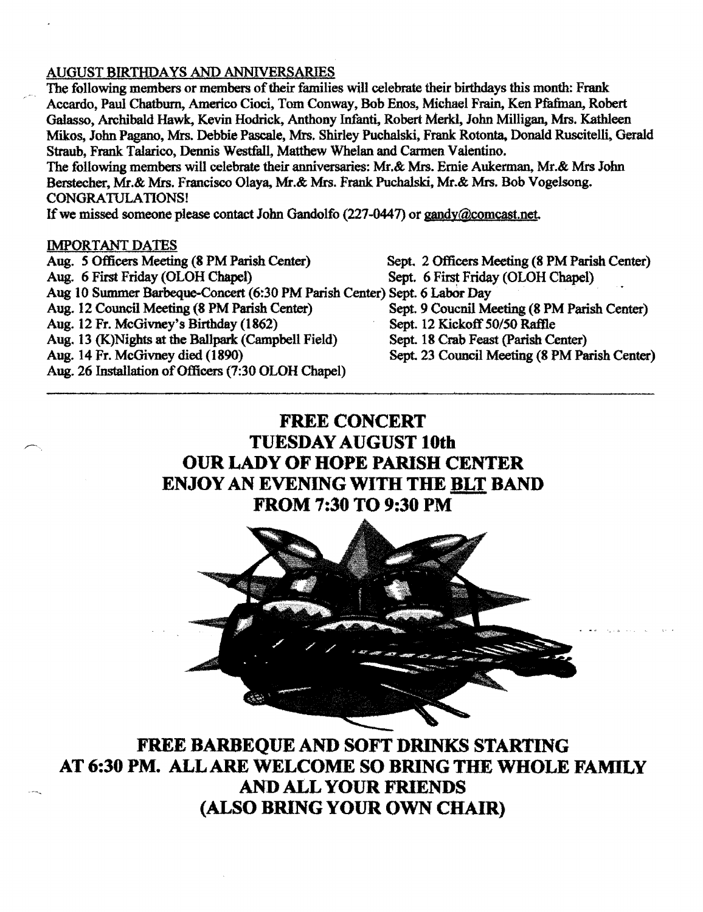## AUGUST BIRTHDAYS AND ANNIVERSARIES

The following members or members of their families will celebrate their birthdays this month: Frank Accardo, Paul Chatburn, Americo Cioci, Tom Conway, Bob Enos, Michael Frain, Ken Pfafman, Robert Galasso, Archibald Hawk, Kevin Hodrick, Anthony Infanti, Robert Merkl, John Milligan, Mrs. Kathleen Mikos, John Pagano, Mrs. Debbie Pascale, Mrs. Shirley Puchalski, Frank Rotonta, Donald Ruscitelli, Gerald Straub, Frank Talarico, Dennis Westfall, Matthew Whelan and Carmen Valentino.

The following members will celebrate their anniversaries: Mr.& Mrs. Ernie Aukerman, Mr.& Mrs John Berstecher, Mr.& Mrs. Francisco Olaya, Mr.& Mrs. Frank Puchalski, Mr.& Mrs. Bob Vogelsong.

CONGRATULATIONS!

If we missed someone please contact John Gandolfo (227-0447) or gandy@comcast.net.

## IMPORTANT DATES

- Aug. 5 Officers Meeting (8 PM Parish Center)
- Aug. 6 First Friday (OLOH Chapel)
- Aug 10 Summer Barbeque-Concert (6:30 PM Parish Center)
- Aug. 12 Council Meeting (8 PM Parish Center)
- Aug. 12 Fr. McGivney's Birthday (1862)
- Aug. 13 (K)Nights at the Ballpark (Campbell Field)
- Aug. 14 Fr. McGivney died (1890)
- Aug. 26 Installation of Officers (7:30 OLOH Chapel)
- Sept. 2 Officers Meeting (8 PM Parish Center)
- Sept. 6 First Friday (OLOH Chapel)
- Sept. 6 Labor Day
- Sept. 9 Coucnil Meeting (8 PM Parish Center)
- Sept. 12 Kickoff 50/50 Raffle
- Sept. 18 Crab Feast (Parish Center)
- Sept. 23 Council Meeting (8 PM Parish Center)

---

**FREE CONCERT**
**TUESDAY AUGUST 10th**
**OUR LADY OF HOPE PARISH CENTER**
**ENJOY AN EVENING WITH THE BLT BAND**
**FROM 7:30 TO 9:30 PM**

**FREE BARBEQUE AND SOFT DRINKS STARTING AT 6:30 PM. ALL ARE WELCOME SO BRING THE WHOLE FAMILY AND ALL YOUR FRIENDS**
**(ALSO BRING YOUR OWN CHAIR)**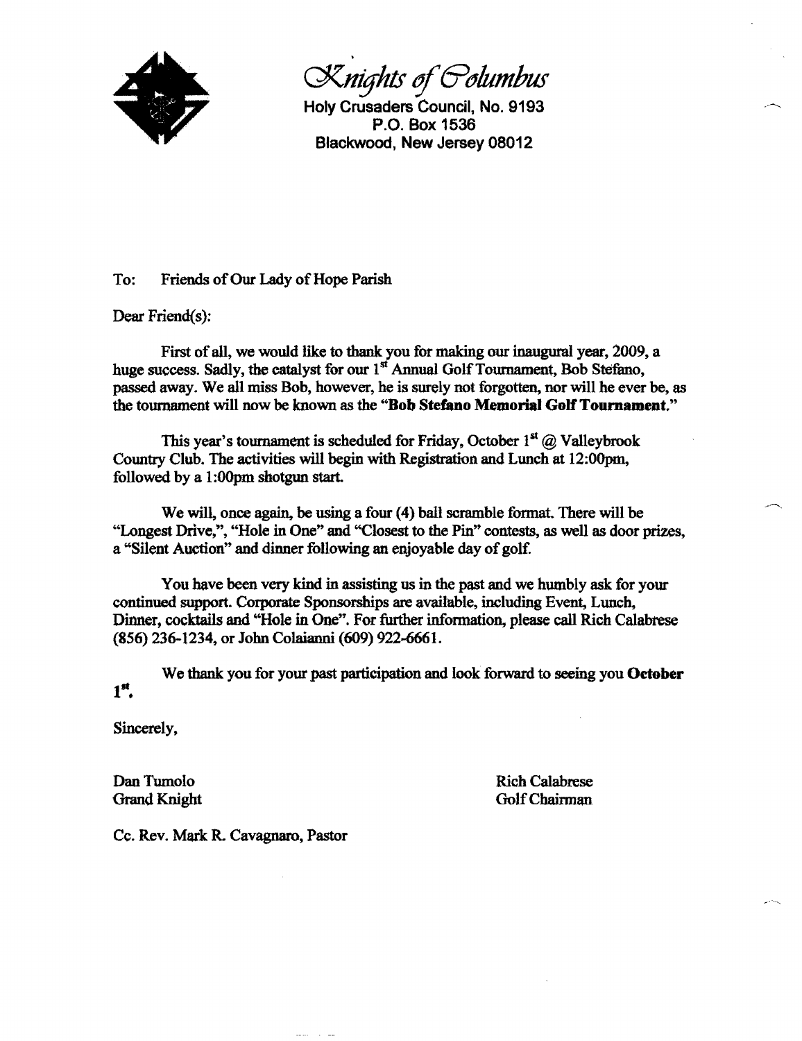*Knights of Columbus*

**Holy Crusaders Council, No. 9193**
**P.O. Box 1536**
**Blackwood, New Jersey 08012**

To: Friends of Our Lady of Hope Parish

Dear Friend(s):

First of all, we would like to thank you for making our inaugural year, 2009, a huge success. Sadly, the catalyst for our 1st Annual Golf Tournament, Bob Stefano, passed away. We all miss Bob, however, he is surely not forgotten, nor will he ever be, as the tournament will now be known as the "**Bob Stefano Memorial Golf Tournament.**"

This year's tournament is scheduled for Friday, October 1st @ Valleybrook Country Club. The activities will begin with Registration and Lunch at 12:00pm, followed by a 1:00pm shotgun start.

We will, once again, be using a four (4) ball scramble format. There will be "Longest Drive,", "Hole in One" and "Closest to the Pin" contests, as well as door prizes, a "Silent Auction" and dinner following an enjoyable day of golf.

You have been very kind in assisting us in the past and we humbly ask for your continued support. Corporate Sponsorships are available, including Event, Lunch, Dinner, cocktails and "Hole in One". For further information, please call Rich Calabrese (856) 236-1234, or John Colaianni (609) 922-6661.

We thank you for your past participation and look forward to seeing you **October 1st.**

Sincerely,

Dan Tumolo
Grand Knight

Rich Calabrese
Golf Chairman

Cc. Rev. Mark R. Cavagnaro, Pastor